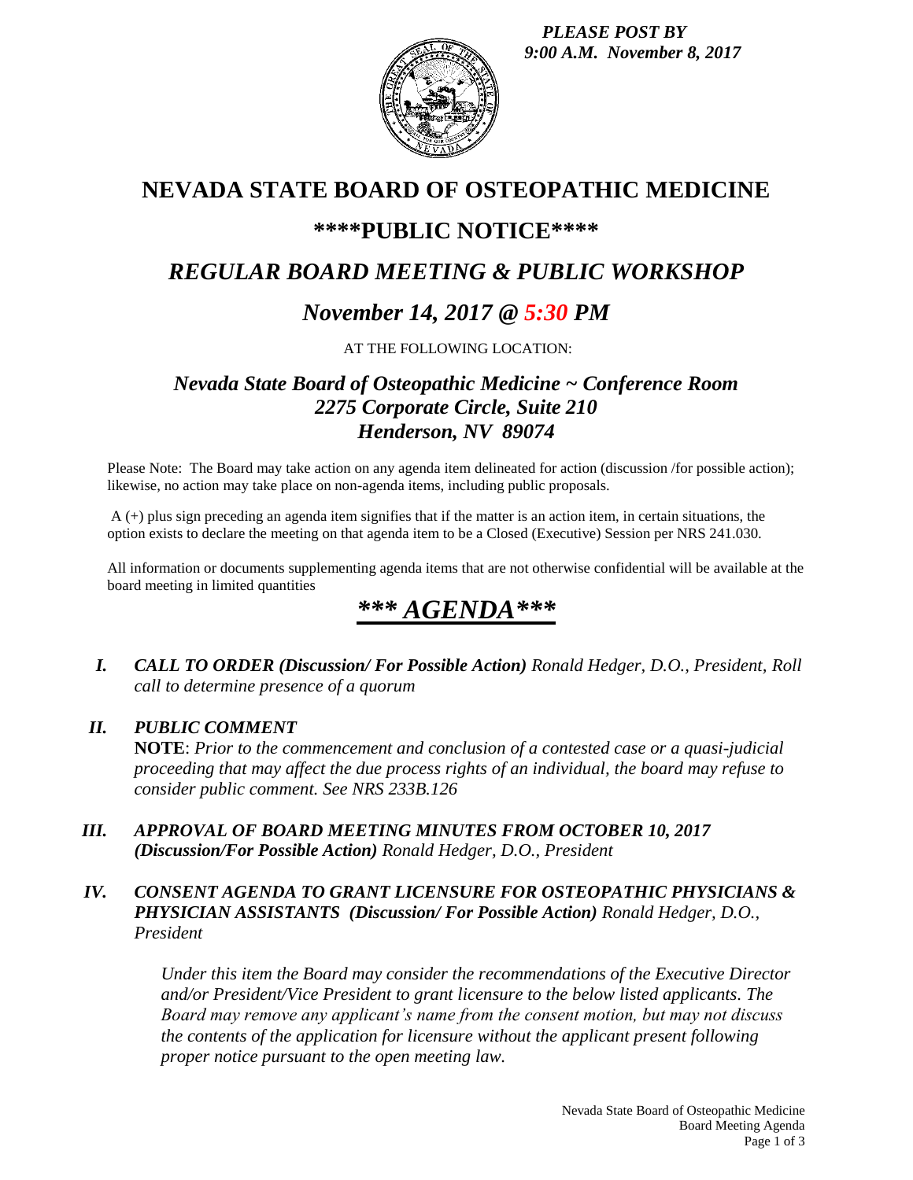*PLEASE POST BY 9:00 A.M. November 8, 2017*

# NEVADA STATE BOARD OF OSTEOPATHIC MEDICINE

## ****PUBLIC NOTICE****

## *REGULAR BOARD MEETING & PUBLIC WORKSHOP*

## *November 14, 2017 @ 5:30 PM*

AT THE FOLLOWING LOCATION:

### *Nevada State Board of Osteopathic Medicine ~ Conference Room*
### *2275 Corporate Circle, Suite 210*
### *Henderson, NV 89074*

Please Note: The Board may take action on any agenda item delineated for action (discussion /for possible action); likewise, no action may take place on non-agenda items, including public proposals.

A (+) plus sign preceding an agenda item signifies that if the matter is an action item, in certain situations, the option exists to declare the meeting on that agenda item to be a Closed (Executive) Session per NRS 241.030.

All information or documents supplementing agenda items that are not otherwise confidential will be available at the board meeting in limited quantities

## *** AGENDA***

**I.** ***CALL TO ORDER (Discussion/ For Possible Action)*** *Ronald Hedger, D.O., President, Roll call to determine presence of a quorum*

**II.** ***PUBLIC COMMENT***
**NOTE**: *Prior to the commencement and conclusion of a contested case or a quasi-judicial proceeding that may affect the due process rights of an individual, the board may refuse to consider public comment. See NRS 233B.126*

**III.** ***APPROVAL OF BOARD MEETING MINUTES FROM OCTOBER 10, 2017 (Discussion/For Possible Action)*** *Ronald Hedger, D.O., President*

**IV.** ***CONSENT AGENDA TO GRANT LICENSURE FOR OSTEOPATHIC PHYSICIANS & PHYSICIAN ASSISTANTS (Discussion/ For Possible Action)*** *Ronald Hedger, D.O., President*

*Under this item the Board may consider the recommendations of the Executive Director and/or President/Vice President to grant licensure to the below listed applicants. The Board may remove any applicant's name from the consent motion, but may not discuss the contents of the application for licensure without the applicant present following proper notice pursuant to the open meeting law.*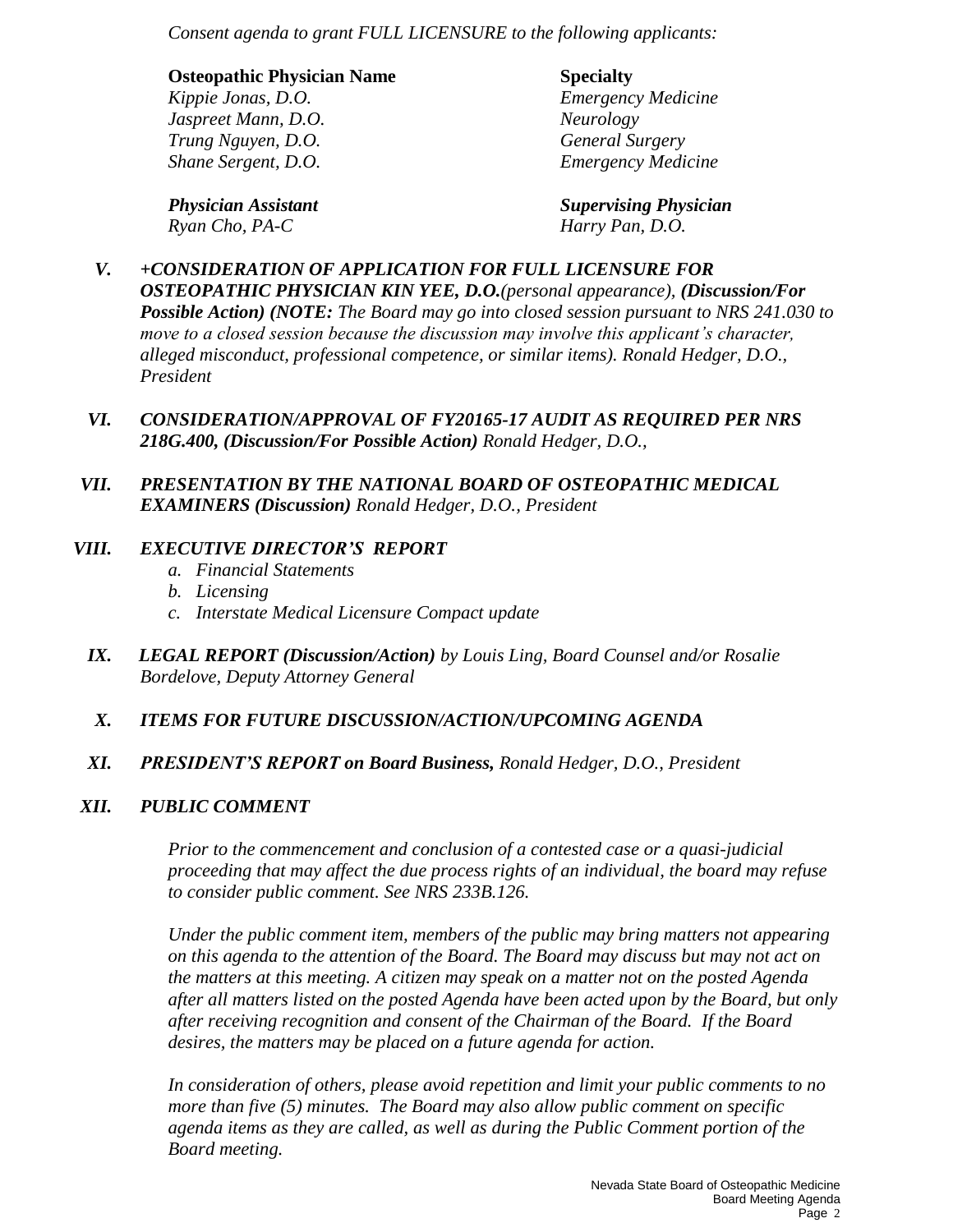*Consent agenda to grant FULL LICENSURE to the following applicants:*

| **Osteopathic Physician Name** | **Specialty** |
| --- | --- |
| *Kippie Jonas, D.O.* | *Emergency Medicine* |
| *Jaspreet Mann, D.O.* | *Neurology* |
| *Trung Nguyen, D.O.* | *General Surgery* |
| *Shane Sergent, D.O.* | *Emergency Medicine* |

| ***Physician Assistant*** | ***Supervising Physician*** |
| --- | --- |
| *Ryan Cho, PA-C* | *Harry Pan, D.O.* |

**V.** ***+CONSIDERATION OF APPLICATION FOR FULL LICENSURE FOR OSTEOPATHIC PHYSICIAN KIN YEE, D.O.****(personal appearance),* ***(Discussion/For Possible Action) (NOTE:*** *The Board may go into closed session pursuant to NRS 241.030 to move to a closed session because the discussion may involve this applicant's character, alleged misconduct, professional competence, or similar items). Ronald Hedger, D.O., President*

**VI.** ***CONSIDERATION/APPROVAL OF FY20165-17 AUDIT AS REQUIRED PER NRS 218G.400, (Discussion/For Possible Action)*** *Ronald Hedger, D.O.,*

**VII.** ***PRESENTATION BY THE NATIONAL BOARD OF OSTEOPATHIC MEDICAL EXAMINERS (Discussion)*** *Ronald Hedger, D.O., President*

**VIII.** ***EXECUTIVE DIRECTOR'S REPORT***

*a. Financial Statements*
*b. Licensing*
*c. Interstate Medical Licensure Compact update*

**IX.** ***LEGAL REPORT (Discussion/Action)*** *by Louis Ling, Board Counsel and/or Rosalie Bordelove, Deputy Attorney General*

**X.** ***ITEMS FOR FUTURE DISCUSSION/ACTION/UPCOMING AGENDA***

**XI.** ***PRESIDENT'S REPORT on Board Business,*** *Ronald Hedger, D.O., President*

**XII.** ***PUBLIC COMMENT***

*Prior to the commencement and conclusion of a contested case or a quasi-judicial proceeding that may affect the due process rights of an individual, the board may refuse to consider public comment. See NRS 233B.126.*

*Under the public comment item, members of the public may bring matters not appearing on this agenda to the attention of the Board. The Board may discuss but may not act on the matters at this meeting. A citizen may speak on a matter not on the posted Agenda after all matters listed on the posted Agenda have been acted upon by the Board, but only after receiving recognition and consent of the Chairman of the Board. If the Board desires, the matters may be placed on a future agenda for action.*

*In consideration of others, please avoid repetition and limit your public comments to no more than five (5) minutes. The Board may also allow public comment on specific agenda items as they are called, as well as during the Public Comment portion of the Board meeting.*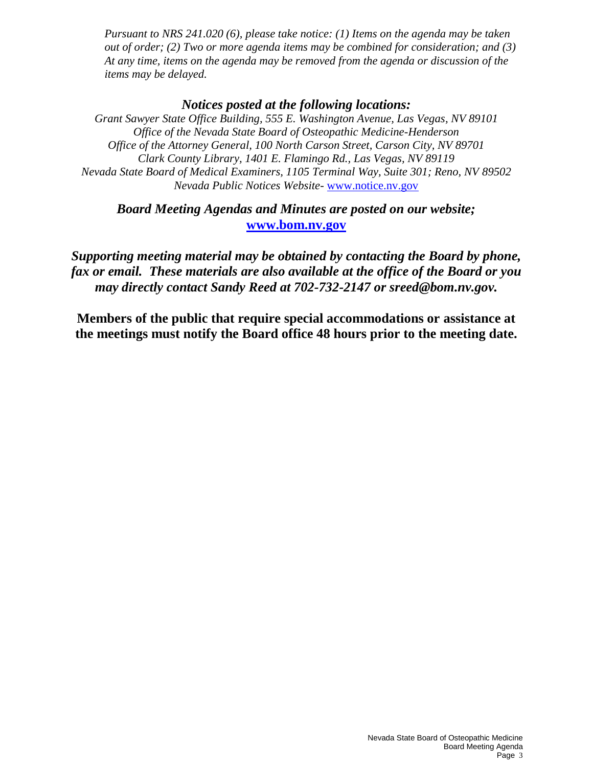*Pursuant to NRS 241.020 (6), please take notice: (1) Items on the agenda may be taken out of order; (2) Two or more agenda items may be combined for consideration; and (3) At any time, items on the agenda may be removed from the agenda or discussion of the items may be delayed.*

***Notices posted at the following locations:***

*Grant Sawyer State Office Building, 555 E. Washington Avenue, Las Vegas, NV 89101*
*Office of the Nevada State Board of Osteopathic Medicine-Henderson*
*Office of the Attorney General, 100 North Carson Street, Carson City, NV 89701*
*Clark County Library, 1401 E. Flamingo Rd., Las Vegas, NV 89119*
*Nevada State Board of Medical Examiners, 1105 Terminal Way, Suite 301; Reno, NV 89502*
*Nevada Public Notices Website-* www.notice.nv.gov

***Board Meeting Agendas and Minutes are posted on our website;***
**www.bom.nv.gov**

***Supporting meeting material may be obtained by contacting the Board by phone, fax or email. These materials are also available at the office of the Board or you may directly contact Sandy Reed at 702-732-2147 or sreed@bom.nv.gov.***

**Members of the public that require special accommodations or assistance at the meetings must notify the Board office 48 hours prior to the meeting date.**